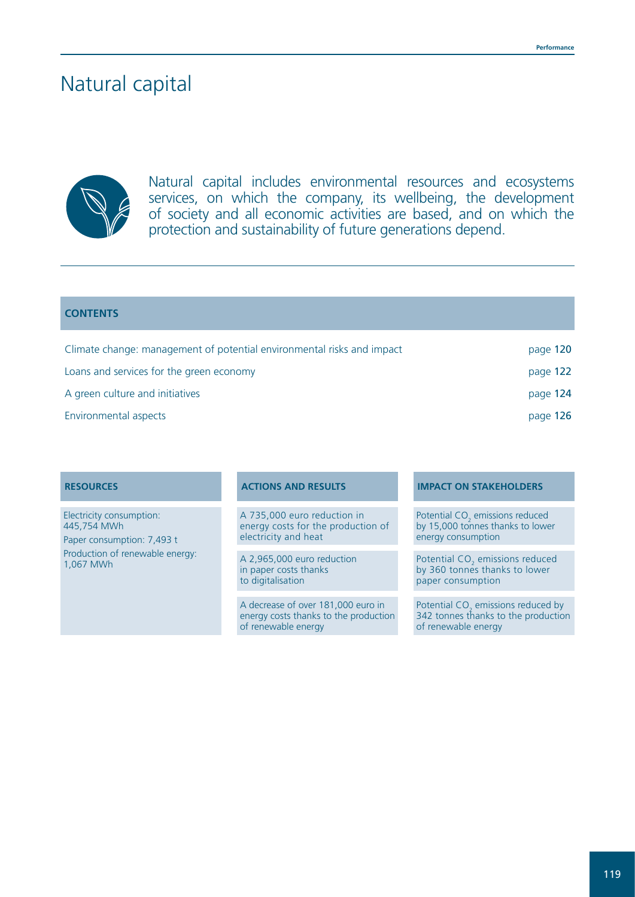# Natural capital

Natural capital includes environmental resources and ecosystems services, on which the company, its wellbeing, the development of society and all economic activities are based, and on which the protection and sustainability of future generations depend.

## CONTENTS

| | |
|---|---|
| Climate change: management of potential environmental risks and impact | page **120** |
| Loans and services for the green economy | page **122** |
| A green culture and initiatives | page **124** |
| Environmental aspects | page **126** |

| RESOURCES | ACTIONS AND RESULTS | IMPACT ON STAKEHOLDERS |
|---|---|---|
| Electricity consumption: 445,754 MWh<br>Paper consumption: 7,493 t<br>Production of renewable energy: 1,067 MWh | A 735,000 euro reduction in energy costs for the production of electricity and heat | Potential $CO_2$ emissions reduced by 15,000 tonnes thanks to lower energy consumption |
| | A 2,965,000 euro reduction in paper costs thanks to digitalisation | Potential $CO_2$ emissions reduced by 360 tonnes thanks to lower paper consumption |
| | A decrease of over 181,000 euro in energy costs thanks to the production of renewable energy | Potential $CO_2$ emissions reduced by 342 tonnes thanks to the production of renewable energy |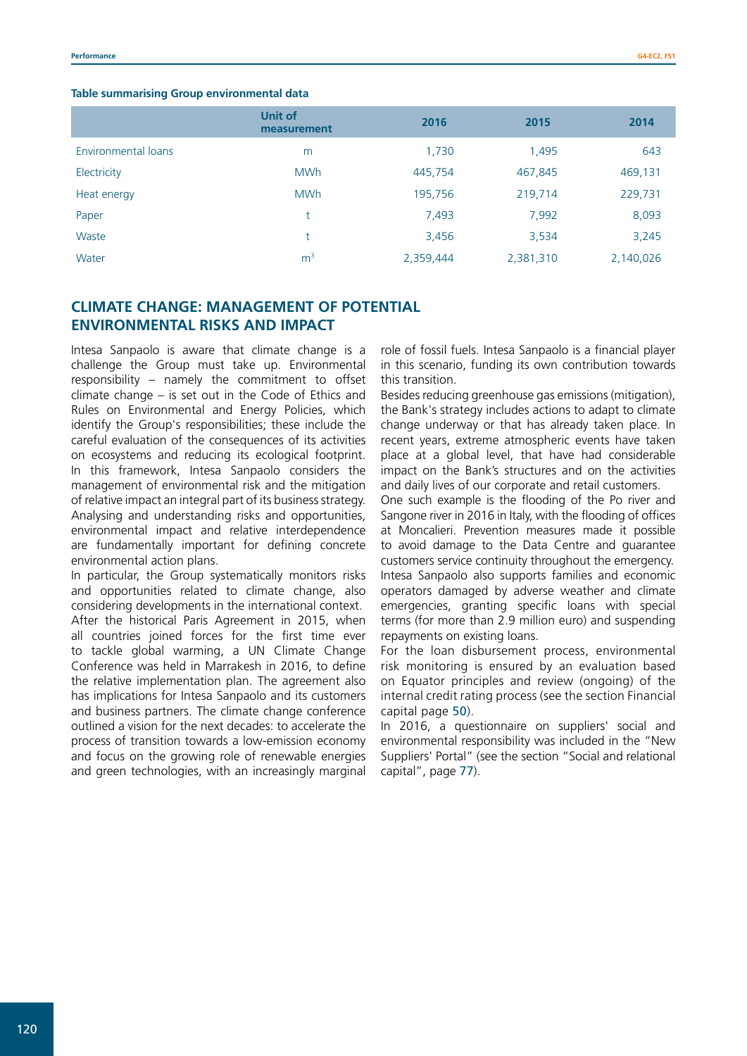**Table summarising Group environmental data**

| | Unit of measurement | 2016 | 2015 | 2014 |
|---|---|---|---|---|
| Environmental loans | m | 1,730 | 1,495 | 643 |
| Electricity | MWh | 445,754 | 467,845 | 469,131 |
| Heat energy | MWh | 195,756 | 219,714 | 229,731 |
| Paper | t | 7,493 | 7,992 | 8,093 |
| Waste | t | 3,456 | 3,534 | 3,245 |
| Water | $m^3$ | 2,359,444 | 2,381,310 | 2,140,026 |

## CLIMATE CHANGE: MANAGEMENT OF POTENTIAL ENVIRONMENTAL RISKS AND IMPACT

Intesa Sanpaolo is aware that climate change is a challenge the Group must take up. Environmental responsibility – namely the commitment to offset climate change – is set out in the Code of Ethics and Rules on Environmental and Energy Policies, which identify the Group's responsibilities; these include the careful evaluation of the consequences of its activities on ecosystems and reducing its ecological footprint. In this framework, Intesa Sanpaolo considers the management of environmental risk and the mitigation of relative impact an integral part of its business strategy. Analysing and understanding risks and opportunities, environmental impact and relative interdependence are fundamentally important for defining concrete environmental action plans.

In particular, the Group systematically monitors risks and opportunities related to climate change, also considering developments in the international context.

After the historical Paris Agreement in 2015, when all countries joined forces for the first time ever to tackle global warming, a UN Climate Change Conference was held in Marrakesh in 2016, to define the relative implementation plan. The agreement also has implications for Intesa Sanpaolo and its customers and business partners. The climate change conference outlined a vision for the next decades: to accelerate the process of transition towards a low-emission economy and focus on the growing role of renewable energies and green technologies, with an increasingly marginal role of fossil fuels. Intesa Sanpaolo is a financial player in this scenario, funding its own contribution towards this transition.

Besides reducing greenhouse gas emissions (mitigation), the Bank's strategy includes actions to adapt to climate change underway or that has already taken place. In recent years, extreme atmospheric events have taken place at a global level, that have had considerable impact on the Bank's structures and on the activities and daily lives of our corporate and retail customers.

One such example is the flooding of the Po river and Sangone river in 2016 in Italy, with the flooding of offices at Moncalieri. Prevention measures made it possible to avoid damage to the Data Centre and guarantee customers service continuity throughout the emergency.

Intesa Sanpaolo also supports families and economic operators damaged by adverse weather and climate emergencies, granting specific loans with special terms (for more than 2.9 million euro) and suspending repayments on existing loans.

For the loan disbursement process, environmental risk monitoring is ensured by an evaluation based on Equator principles and review (ongoing) of the internal credit rating process (see the section Financial capital page 50).

In 2016, a questionnaire on suppliers' social and environmental responsibility was included in the "New Suppliers' Portal" (see the section "Social and relational capital", page 77).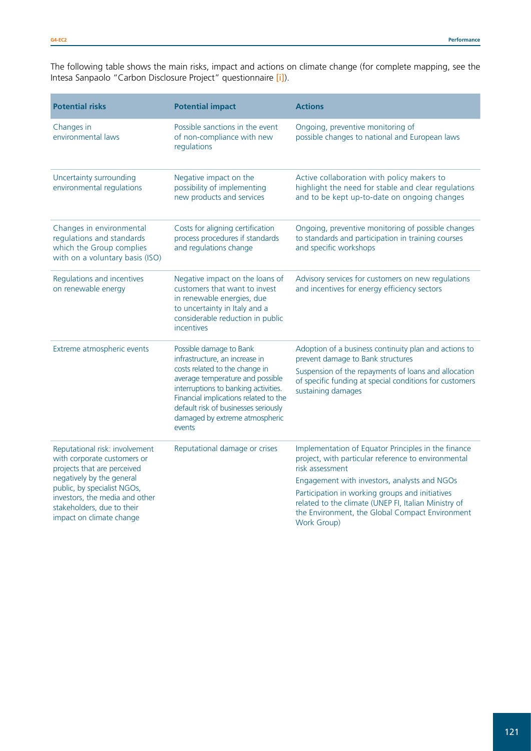The following table shows the main risks, impact and actions on climate change (for complete mapping, see the Intesa Sanpaolo "Carbon Disclosure Project" questionnaire [i]).

| Potential risks | Potential impact | Actions |
|---|---|---|
| Changes in environmental laws | Possible sanctions in the event of non-compliance with new regulations | Ongoing, preventive monitoring of possible changes to national and European laws |
| Uncertainty surrounding environmental regulations | Negative impact on the possibility of implementing new products and services | Active collaboration with policy makers to highlight the need for stable and clear regulations and to be kept up-to-date on ongoing changes |
| Changes in environmental regulations and standards which the Group complies with on a voluntary basis (ISO) | Costs for aligning certification process procedures if standards and regulations change | Ongoing, preventive monitoring of possible changes to standards and participation in training courses and specific workshops |
| Regulations and incentives on renewable energy | Negative impact on the loans of customers that want to invest in renewable energies, due to uncertainty in Italy and a considerable reduction in public incentives | Advisory services for customers on new regulations and incentives for energy efficiency sectors |
| Extreme atmospheric events | Possible damage to Bank infrastructure, an increase in costs related to the change in average temperature and possible interruptions to banking activities. Financial implications related to the default risk of businesses seriously damaged by extreme atmospheric events | Adoption of a business continuity plan and actions to prevent damage to Bank structures<br>Suspension of the repayments of loans and allocation of specific funding at special conditions for customers sustaining damages |
| Reputational risk: involvement with corporate customers or projects that are perceived negatively by the general public, by specialist NGOs, investors, the media and other stakeholders, due to their impact on climate change | Reputational damage or crises | Implementation of Equator Principles in the finance project, with particular reference to environmental risk assessment<br>Engagement with investors, analysts and NGOs<br>Participation in working groups and initiatives related to the climate (UNEP FI, Italian Ministry of the Environment, the Global Compact Environment Work Group) |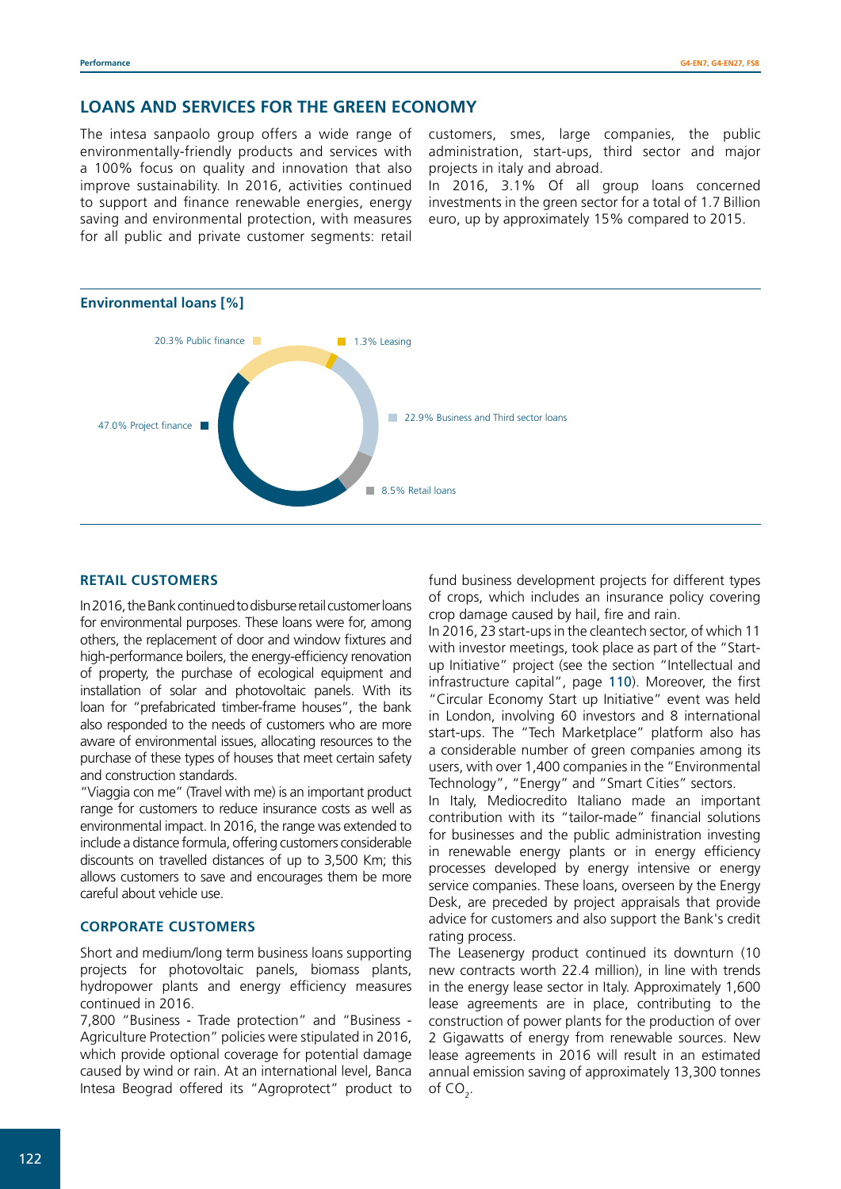## LOANS AND SERVICES FOR THE GREEN ECONOMY

The intesa sanpaolo group offers a wide range of environmentally-friendly products and services with a 100% focus on quality and innovation that also improve sustainability. In 2016, activities continued to support and finance renewable energies, energy saving and environmental protection, with measures for all public and private customer segments: retail customers, smes, large companies, the public administration, start-ups, third sector and major projects in italy and abroad.

In 2016, 3.1% Of all group loans concerned investments in the green sector for a total of 1.7 Billion euro, up by approximately 15% compared to 2015.

**Environmental loans [%]**

- 47.0% Project finance
- 20.3% Public finance
- 1.3% Leasing
- 22.9% Business and Third sector loans
- 8.5% Retail loans

### RETAIL CUSTOMERS

In 2016, the Bank continued to disburse retail customer loans for environmental purposes. These loans were for, among others, the replacement of door and window fixtures and high-performance boilers, the energy-efficiency renovation of property, the purchase of ecological equipment and installation of solar and photovoltaic panels. With its loan for "prefabricated timber-frame houses", the bank also responded to the needs of customers who are more aware of environmental issues, allocating resources to the purchase of these types of houses that meet certain safety and construction standards.

"Viaggia con me" (Travel with me) is an important product range for customers to reduce insurance costs as well as environmental impact. In 2016, the range was extended to include a distance formula, offering customers considerable discounts on travelled distances of up to 3,500 Km; this allows customers to save and encourages them be more careful about vehicle use.

### CORPORATE CUSTOMERS

Short and medium/long term business loans supporting projects for photovoltaic panels, biomass plants, hydropower plants and energy efficiency measures continued in 2016.

7,800 "Business - Trade protection" and "Business - Agriculture Protection" policies were stipulated in 2016, which provide optional coverage for potential damage caused by wind or rain. At an international level, Banca Intesa Beograd offered its "Agroprotect" product to fund business development projects for different types of crops, which includes an insurance policy covering crop damage caused by hail, fire and rain.

In 2016, 23 start-ups in the cleantech sector, of which 11 with investor meetings, took place as part of the "Start-up Initiative" project (see the section "Intellectual and infrastructure capital", page 110). Moreover, the first "Circular Economy Start up Initiative" event was held in London, involving 60 investors and 8 international start-ups. The "Tech Marketplace" platform also has a considerable number of green companies among its users, with over 1,400 companies in the "Environmental Technology", "Energy" and "Smart Cities" sectors.

In Italy, Mediocredito Italiano made an important contribution with its "tailor-made" financial solutions for businesses and the public administration investing in renewable energy plants or in energy efficiency processes developed by energy intensive or energy service companies. These loans, overseen by the Energy Desk, are preceded by project appraisals that provide advice for customers and also support the Bank's credit rating process.

The Leasenergy product continued its downturn (10 new contracts worth 22.4 million), in line with trends in the energy lease sector in Italy. Approximately 1,600 lease agreements are in place, contributing to the construction of power plants for the production of over 2 Gigawatts of energy from renewable sources. New lease agreements in 2016 will result in an estimated annual emission saving of approximately 13,300 tonnes of $CO_2$.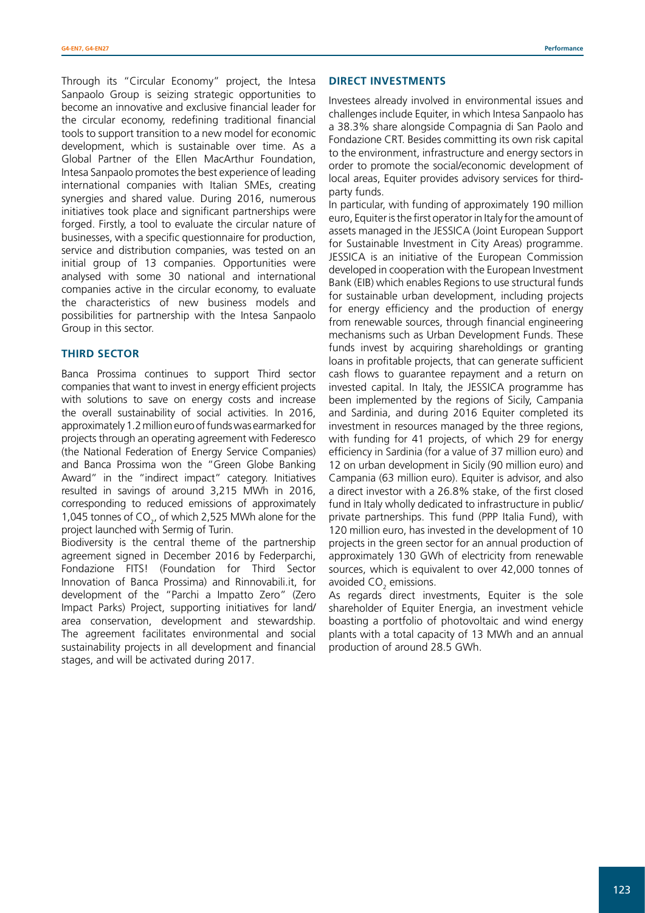Through its "Circular Economy" project, the Intesa Sanpaolo Group is seizing strategic opportunities to become an innovative and exclusive financial leader for the circular economy, redefining traditional financial tools to support transition to a new model for economic development, which is sustainable over time. As a Global Partner of the Ellen MacArthur Foundation, Intesa Sanpaolo promotes the best experience of leading international companies with Italian SMEs, creating synergies and shared value. During 2016, numerous initiatives took place and significant partnerships were forged. Firstly, a tool to evaluate the circular nature of businesses, with a specific questionnaire for production, service and distribution companies, was tested on an initial group of 13 companies. Opportunities were analysed with some 30 national and international companies active in the circular economy, to evaluate the characteristics of new business models and possibilities for partnership with the Intesa Sanpaolo Group in this sector.

### THIRD SECTOR

Banca Prossima continues to support Third sector companies that want to invest in energy efficient projects with solutions to save on energy costs and increase the overall sustainability of social activities. In 2016, approximately 1.2 million euro of funds was earmarked for projects through an operating agreement with Federesco (the National Federation of Energy Service Companies) and Banca Prossima won the "Green Globe Banking Award" in the "indirect impact" category. Initiatives resulted in savings of around 3,215 MWh in 2016, corresponding to reduced emissions of approximately 1,045 tonnes of $CO_2$, of which 2,525 MWh alone for the project launched with Sermig of Turin.

Biodiversity is the central theme of the partnership agreement signed in December 2016 by Federparchi, Fondazione FITS! (Foundation for Third Sector Innovation of Banca Prossima) and Rinnovabili.it, for development of the "Parchi a Impatto Zero" (Zero Impact Parks) Project, supporting initiatives for land/area conservation, development and stewardship. The agreement facilitates environmental and social sustainability projects in all development and financial stages, and will be activated during 2017.

### DIRECT INVESTMENTS

Investees already involved in environmental issues and challenges include Equiter, in which Intesa Sanpaolo has a 38.3% share alongside Compagnia di San Paolo and Fondazione CRT. Besides committing its own risk capital to the environment, infrastructure and energy sectors in order to promote the social/economic development of local areas, Equiter provides advisory services for third-party funds.

In particular, with funding of approximately 190 million euro, Equiter is the first operator in Italy for the amount of assets managed in the JESSICA (Joint European Support for Sustainable Investment in City Areas) programme. JESSICA is an initiative of the European Commission developed in cooperation with the European Investment Bank (EIB) which enables Regions to use structural funds for sustainable urban development, including projects for energy efficiency and the production of energy from renewable sources, through financial engineering mechanisms such as Urban Development Funds. These funds invest by acquiring shareholdings or granting loans in profitable projects, that can generate sufficient cash flows to guarantee repayment and a return on invested capital. In Italy, the JESSICA programme has been implemented by the regions of Sicily, Campania and Sardinia, and during 2016 Equiter completed its investment in resources managed by the three regions, with funding for 41 projects, of which 29 for energy efficiency in Sardinia (for a value of 37 million euro) and 12 on urban development in Sicily (90 million euro) and Campania (63 million euro). Equiter is advisor, and also a direct investor with a 26.8% stake, of the first closed fund in Italy wholly dedicated to infrastructure in public/private partnerships. This fund (PPP Italia Fund), with 120 million euro, has invested in the development of 10 projects in the green sector for an annual production of approximately 130 GWh of electricity from renewable sources, which is equivalent to over 42,000 tonnes of avoided $CO_2$ emissions.

As regards direct investments, Equiter is the sole shareholder of Equiter Energia, an investment vehicle boasting a portfolio of photovoltaic and wind energy plants with a total capacity of 13 MWh and an annual production of around 28.5 GWh.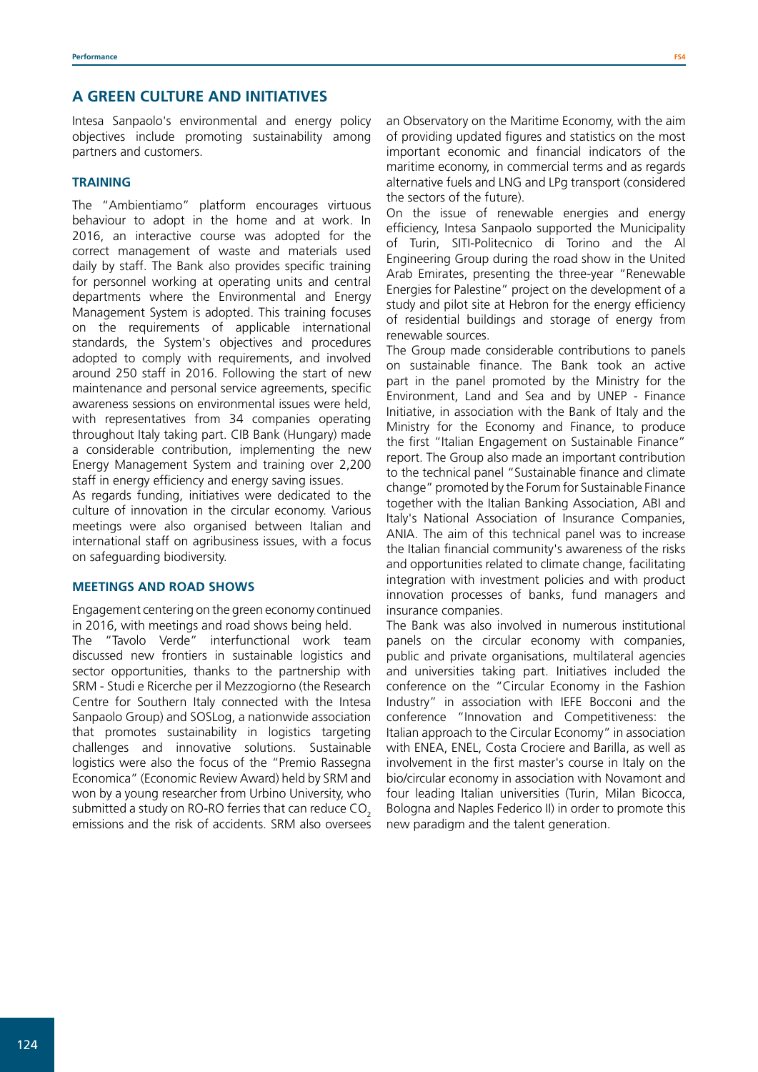## A GREEN CULTURE AND INITIATIVES

Intesa Sanpaolo's environmental and energy policy objectives include promoting sustainability among partners and customers.

### TRAINING

The "Ambientiamo" platform encourages virtuous behaviour to adopt in the home and at work. In 2016, an interactive course was adopted for the correct management of waste and materials used daily by staff. The Bank also provides specific training for personnel working at operating units and central departments where the Environmental and Energy Management System is adopted. This training focuses on the requirements of applicable international standards, the System's objectives and procedures adopted to comply with requirements, and involved around 250 staff in 2016. Following the start of new maintenance and personal service agreements, specific awareness sessions on environmental issues were held, with representatives from 34 companies operating throughout Italy taking part. CIB Bank (Hungary) made a considerable contribution, implementing the new Energy Management System and training over 2,200 staff in energy efficiency and energy saving issues.

As regards funding, initiatives were dedicated to the culture of innovation in the circular economy. Various meetings were also organised between Italian and international staff on agribusiness issues, with a focus on safeguarding biodiversity.

### MEETINGS AND ROAD SHOWS

Engagement centering on the green economy continued in 2016, with meetings and road shows being held.

The "Tavolo Verde" interfunctional work team discussed new frontiers in sustainable logistics and sector opportunities, thanks to the partnership with SRM - Studi e Ricerche per il Mezzogiorno (the Research Centre for Southern Italy connected with the Intesa Sanpaolo Group) and SOSLog, a nationwide association that promotes sustainability in logistics targeting challenges and innovative solutions. Sustainable logistics were also the focus of the "Premio Rassegna Economica" (Economic Review Award) held by SRM and won by a young researcher from Urbino University, who submitted a study on RO-RO ferries that can reduce $CO_2$ emissions and the risk of accidents. SRM also oversees an Observatory on the Maritime Economy, with the aim of providing updated figures and statistics on the most important economic and financial indicators of the maritime economy, in commercial terms and as regards alternative fuels and LNG and LPg transport (considered the sectors of the future).

On the issue of renewable energies and energy efficiency, Intesa Sanpaolo supported the Municipality of Turin, SITI-Politecnico di Torino and the Al Engineering Group during the road show in the United Arab Emirates, presenting the three-year "Renewable Energies for Palestine" project on the development of a study and pilot site at Hebron for the energy efficiency of residential buildings and storage of energy from renewable sources.

The Group made considerable contributions to panels on sustainable finance. The Bank took an active part in the panel promoted by the Ministry for the Environment, Land and Sea and by UNEP - Finance Initiative, in association with the Bank of Italy and the Ministry for the Economy and Finance, to produce the first "Italian Engagement on Sustainable Finance" report. The Group also made an important contribution to the technical panel "Sustainable finance and climate change" promoted by the Forum for Sustainable Finance together with the Italian Banking Association, ABI and Italy's National Association of Insurance Companies, ANIA. The aim of this technical panel was to increase the Italian financial community's awareness of the risks and opportunities related to climate change, facilitating integration with investment policies and with product innovation processes of banks, fund managers and insurance companies.

The Bank was also involved in numerous institutional panels on the circular economy with companies, public and private organisations, multilateral agencies and universities taking part. Initiatives included the conference on the "Circular Economy in the Fashion Industry" in association with IEFE Bocconi and the conference "Innovation and Competitiveness: the Italian approach to the Circular Economy" in association with ENEA, ENEL, Costa Crociere and Barilla, as well as involvement in the first master's course in Italy on the bio/circular economy in association with Novamont and four leading Italian universities (Turin, Milan Bicocca, Bologna and Naples Federico II) in order to promote this new paradigm and the talent generation.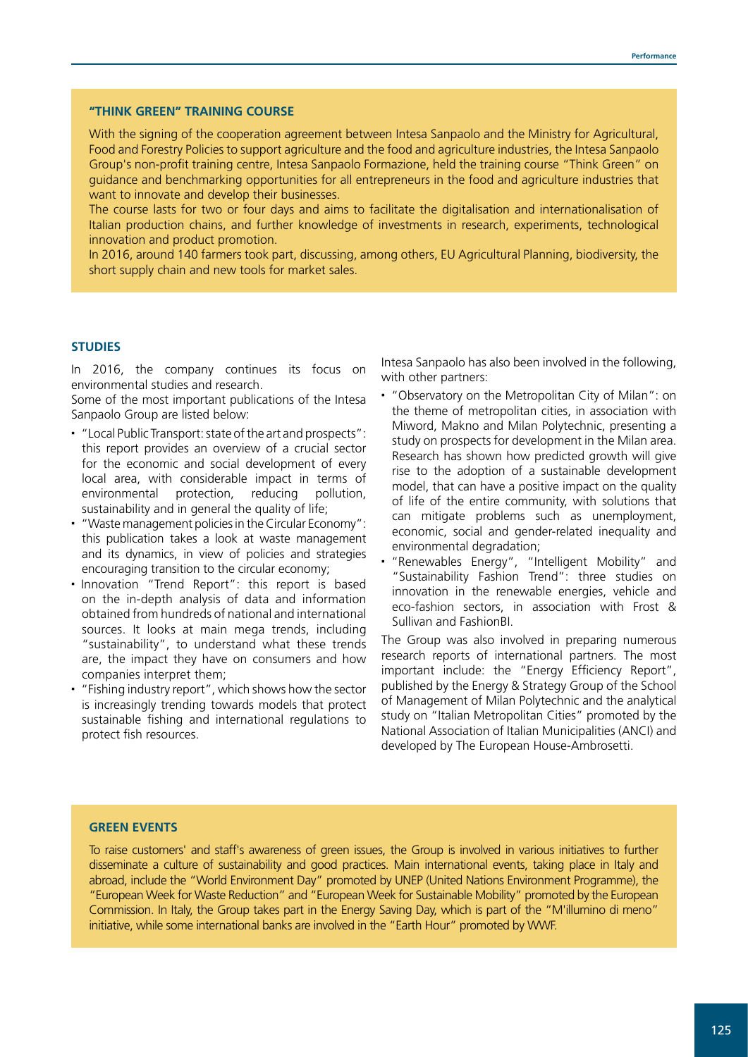### "THINK GREEN" TRAINING COURSE

With the signing of the cooperation agreement between Intesa Sanpaolo and the Ministry for Agricultural, Food and Forestry Policies to support agriculture and the food and agriculture industries, the Intesa Sanpaolo Group's non-profit training centre, Intesa Sanpaolo Formazione, held the training course "Think Green" on guidance and benchmarking opportunities for all entrepreneurs in the food and agriculture industries that want to innovate and develop their businesses.

The course lasts for two or four days and aims to facilitate the digitalisation and internationalisation of Italian production chains, and further knowledge of investments in research, experiments, technological innovation and product promotion.

In 2016, around 140 farmers took part, discussing, among others, EU Agricultural Planning, biodiversity, the short supply chain and new tools for market sales.

### STUDIES

In 2016, the company continues its focus on environmental studies and research.

Some of the most important publications of the Intesa Sanpaolo Group are listed below:

- "Local Public Transport: state of the art and prospects": this report provides an overview of a crucial sector for the economic and social development of every local area, with considerable impact in terms of environmental protection, reducing pollution, sustainability and in general the quality of life;
- "Waste management policies in the Circular Economy": this publication takes a look at waste management and its dynamics, in view of policies and strategies encouraging transition to the circular economy;
- Innovation "Trend Report": this report is based on the in-depth analysis of data and information obtained from hundreds of national and international sources. It looks at main mega trends, including "sustainability", to understand what these trends are, the impact they have on consumers and how companies interpret them;
- "Fishing industry report", which shows how the sector is increasingly trending towards models that protect sustainable fishing and international regulations to protect fish resources.

Intesa Sanpaolo has also been involved in the following, with other partners:

- "Observatory on the Metropolitan City of Milan": on the theme of metropolitan cities, in association with Miword, Makno and Milan Polytechnic, presenting a study on prospects for development in the Milan area. Research has shown how predicted growth will give rise to the adoption of a sustainable development model, that can have a positive impact on the quality of life of the entire community, with solutions that can mitigate problems such as unemployment, economic, social and gender-related inequality and environmental degradation;
- "Renewables Energy", "Intelligent Mobility" and "Sustainability Fashion Trend": three studies on innovation in the renewable energies, vehicle and eco-fashion sectors, in association with Frost & Sullivan and FashionBI.

The Group was also involved in preparing numerous research reports of international partners. The most important include: the "Energy Efficiency Report", published by the Energy & Strategy Group of the School of Management of Milan Polytechnic and the analytical study on "Italian Metropolitan Cities" promoted by the National Association of Italian Municipalities (ANCI) and developed by The European House-Ambrosetti.

### GREEN EVENTS

To raise customers' and staff's awareness of green issues, the Group is involved in various initiatives to further disseminate a culture of sustainability and good practices. Main international events, taking place in Italy and abroad, include the "World Environment Day" promoted by UNEP (United Nations Environment Programme), the "European Week for Waste Reduction" and "European Week for Sustainable Mobility" promoted by the European Commission. In Italy, the Group takes part in the Energy Saving Day, which is part of the "M'illumino di meno" initiative, while some international banks are involved in the "Earth Hour" promoted by WWF.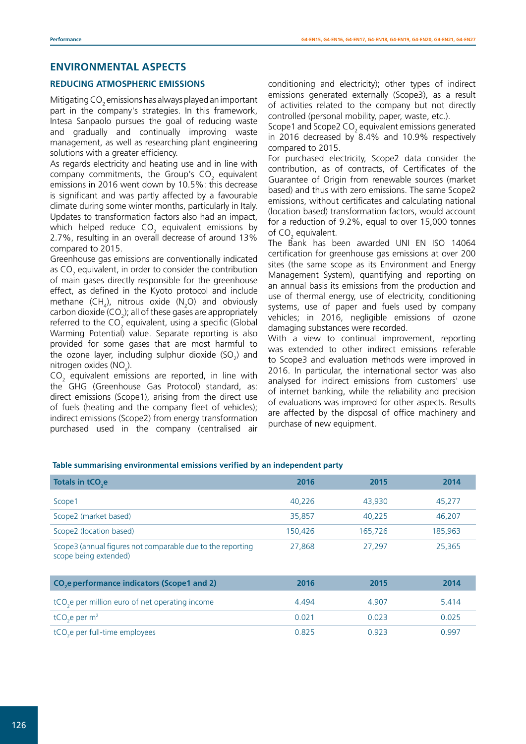## ENVIRONMENTAL ASPECTS

### REDUCING ATMOSPHERIC EMISSIONS

Mitigating $CO_2$ emissions has always played an important part in the company's strategies. In this framework, Intesa Sanpaolo pursues the goal of reducing waste and gradually and continually improving waste management, as well as researching plant engineering solutions with a greater efficiency.

As regards electricity and heating use and in line with company commitments, the Group's $CO_2$ equivalent emissions in 2016 went down by 10.5%: this decrease is significant and was partly affected by a favourable climate during some winter months, particularly in Italy. Updates to transformation factors also had an impact, which helped reduce $CO_2$ equivalent emissions by 2.7%, resulting in an overall decrease of around 13% compared to 2015.

Greenhouse gas emissions are conventionally indicated as $CO_2$ equivalent, in order to consider the contribution of main gases directly responsible for the greenhouse effect, as defined in the Kyoto protocol and include methane ($CH_4$), nitrous oxide ($N_2O$) and obviously carbon dioxide ($CO_2$); all of these gases are appropriately referred to the $CO_2$ equivalent, using a specific (Global Warming Potential) value. Separate reporting is also provided for some gases that are most harmful to the ozone layer, including sulphur dioxide ($SO_2$) and nitrogen oxides ($NO_x$).

$CO_2$ equivalent emissions are reported, in line with the GHG (Greenhouse Gas Protocol) standard, as: direct emissions (Scope1), arising from the direct use of fuels (heating and the company fleet of vehicles); indirect emissions (Scope2) from energy transformation purchased used in the company (centralised air conditioning and electricity); other types of indirect emissions generated externally (Scope3), as a result of activities related to the company but not directly controlled (personal mobility, paper, waste, etc.).

Scope1 and Scope2 $CO_2$ equivalent emissions generated in 2016 decreased by 8.4% and 10.9% respectively compared to 2015.

For purchased electricity, Scope2 data consider the contribution, as of contracts, of Certificates of the Guarantee of Origin from renewable sources (market based) and thus with zero emissions. The same Scope2 emissions, without certificates and calculating national (location based) transformation factors, would account for a reduction of 9.2%, equal to over 15,000 tonnes of $CO_2$ equivalent.

The Bank has been awarded UNI EN ISO 14064 certification for greenhouse gas emissions at over 200 sites (the same scope as its Environment and Energy Management System), quantifying and reporting on an annual basis its emissions from the production and use of thermal energy, use of electricity, conditioning systems, use of paper and fuels used by company vehicles; in 2016, negligible emissions of ozone damaging substances were recorded.

With a view to continual improvement, reporting was extended to other indirect emissions referable to Scope3 and evaluation methods were improved in 2016. In particular, the international sector was also analysed for indirect emissions from customers' use of internet banking, while the reliability and precision of evaluations was improved for other aspects. Results are affected by the disposal of office machinery and purchase of new equipment.

**Table summarising environmental emissions verified by an independent party**

| Totals in $tCO_2e$ | 2016 | 2015 | 2014 |
|---|---|---|---|
| Scope1 | 40,226 | 43,930 | 45,277 |
| Scope2 (market based) | 35,857 | 40,225 | 46,207 |
| Scope2 (location based) | 150,426 | 165,726 | 185,963 |
| Scope3 (annual figures not comparable due to the reporting scope being extended) | 27,868 | 27,297 | 25,365 |

| $CO_2e$ performance indicators (Scope1 and 2) | 2016 | 2015 | 2014 |
|---|---|---|---|
| $tCO_2e$ per million euro of net operating income | 4.494 | 4.907 | 5.414 |
| $tCO_2e$ per $m^2$ | 0.021 | 0.023 | 0.025 |
| $tCO_2e$ per full-time employees | 0.825 | 0.923 | 0.997 |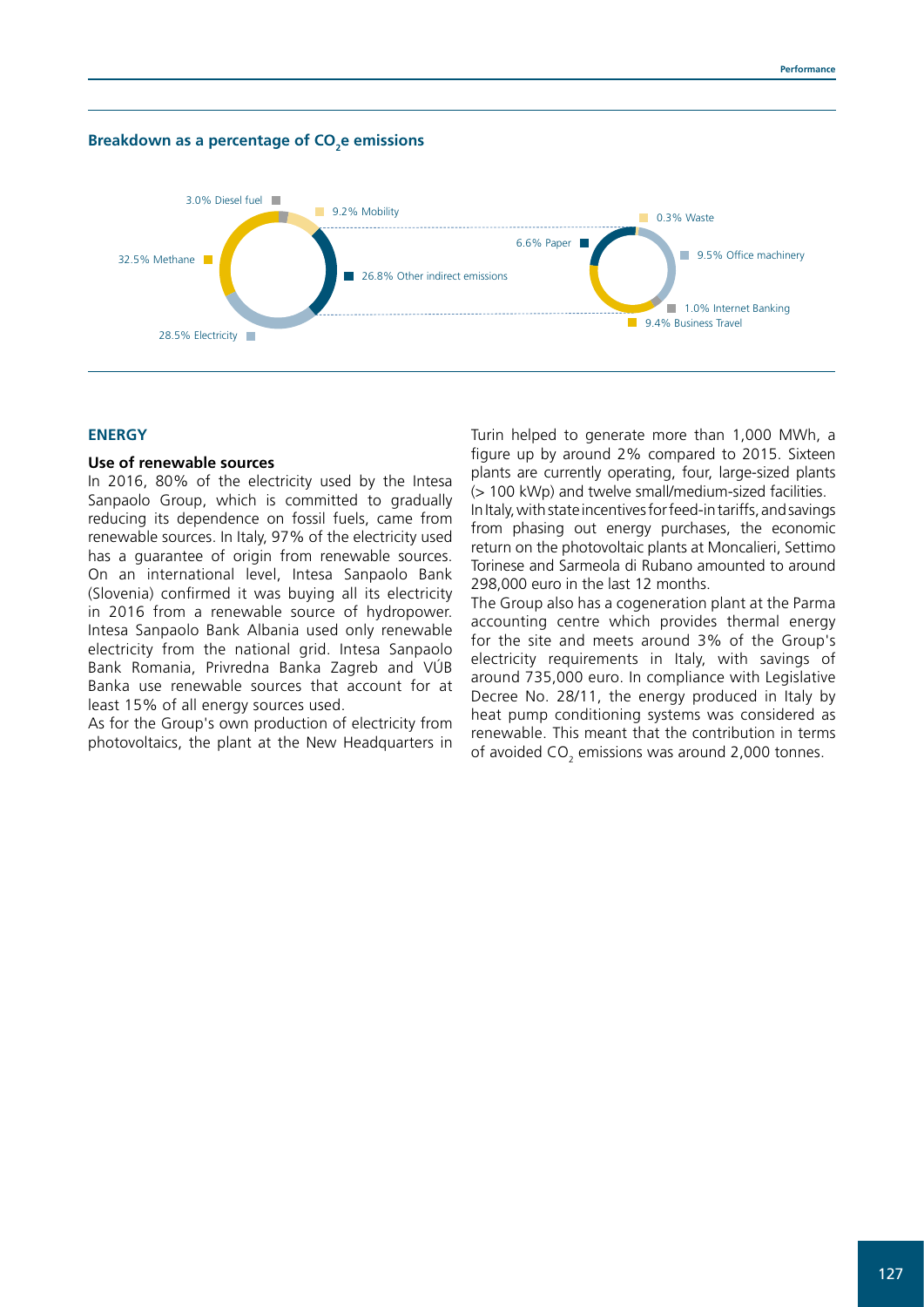### Breakdown as a percentage of $CO_2$e emissions

3.0% Diesel fuel
9.2% Mobility
32.5% Methane
26.8% Other indirect emissions
28.5% Electricity

0.3% Waste
6.6% Paper
9.5% Office machinery
1.0% Internet Banking
9.4% Business Travel

## ENERGY

### Use of renewable sources

In 2016, 80% of the electricity used by the Intesa Sanpaolo Group, which is committed to gradually reducing its dependence on fossil fuels, came from renewable sources. In Italy, 97% of the electricity used has a guarantee of origin from renewable sources. On an international level, Intesa Sanpaolo Bank (Slovenia) confirmed it was buying all its electricity in 2016 from a renewable source of hydropower. Intesa Sanpaolo Bank Albania used only renewable electricity from the national grid. Intesa Sanpaolo Bank Romania, Privredna Banka Zagreb and VÚB Banka use renewable sources that account for at least 15% of all energy sources used.

As for the Group's own production of electricity from photovoltaics, the plant at the New Headquarters in Turin helped to generate more than 1,000 MWh, a figure up by around 2% compared to 2015. Sixteen plants are currently operating, four, large-sized plants (> 100 kWp) and twelve small/medium-sized facilities.

In Italy, with state incentives for feed-in tariffs, and savings from phasing out energy purchases, the economic return on the photovoltaic plants at Moncalieri, Settimo Torinese and Sarmeola di Rubano amounted to around 298,000 euro in the last 12 months.

The Group also has a cogeneration plant at the Parma accounting centre which provides thermal energy for the site and meets around 3% of the Group's electricity requirements in Italy, with savings of around 735,000 euro. In compliance with Legislative Decree No. 28/11, the energy produced in Italy by heat pump conditioning systems was considered as renewable. This meant that the contribution in terms of avoided $CO_2$ emissions was around 2,000 tonnes.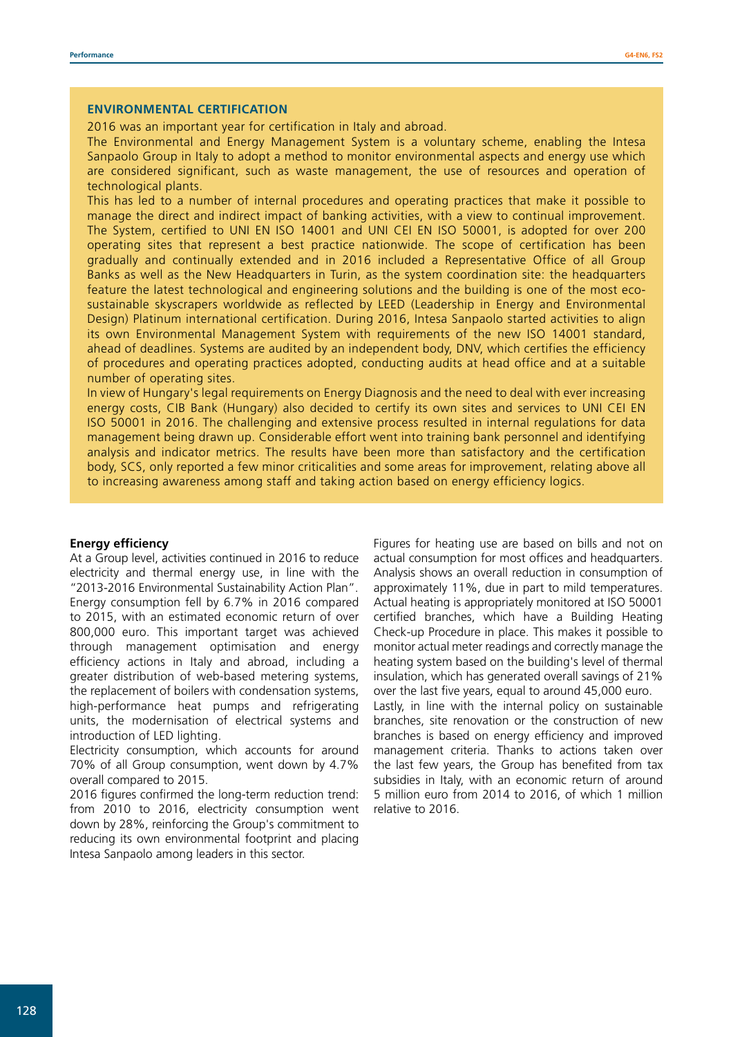## ENVIRONMENTAL CERTIFICATION

2016 was an important year for certification in Italy and abroad.

The Environmental and Energy Management System is a voluntary scheme, enabling the Intesa Sanpaolo Group in Italy to adopt a method to monitor environmental aspects and energy use which are considered significant, such as waste management, the use of resources and operation of technological plants.

This has led to a number of internal procedures and operating practices that make it possible to manage the direct and indirect impact of banking activities, with a view to continual improvement. The System, certified to UNI EN ISO 14001 and UNI CEI EN ISO 50001, is adopted for over 200 operating sites that represent a best practice nationwide. The scope of certification has been gradually and continually extended and in 2016 included a Representative Office of all Group Banks as well as the New Headquarters in Turin, as the system coordination site: the headquarters feature the latest technological and engineering solutions and the building is one of the most eco-sustainable skyscrapers worldwide as reflected by LEED (Leadership in Energy and Environmental Design) Platinum international certification. During 2016, Intesa Sanpaolo started activities to align its own Environmental Management System with requirements of the new ISO 14001 standard, ahead of deadlines. Systems are audited by an independent body, DNV, which certifies the efficiency of procedures and operating practices adopted, conducting audits at head office and at a suitable number of operating sites.

In view of Hungary's legal requirements on Energy Diagnosis and the need to deal with ever increasing energy costs, CIB Bank (Hungary) also decided to certify its own sites and services to UNI CEI EN ISO 50001 in 2016. The challenging and extensive process resulted in internal regulations for data management being drawn up. Considerable effort went into training bank personnel and identifying analysis and indicator metrics. The results have been more than satisfactory and the certification body, SCS, only reported a few minor criticalities and some areas for improvement, relating above all to increasing awareness among staff and taking action based on energy efficiency logics.

**Energy efficiency**

At a Group level, activities continued in 2016 to reduce electricity and thermal energy use, in line with the "2013-2016 Environmental Sustainability Action Plan". Energy consumption fell by 6.7% in 2016 compared to 2015, with an estimated economic return of over 800,000 euro. This important target was achieved through management optimisation and energy efficiency actions in Italy and abroad, including a greater distribution of web-based metering systems, the replacement of boilers with condensation systems, high-performance heat pumps and refrigerating units, the modernisation of electrical systems and introduction of LED lighting.

Electricity consumption, which accounts for around 70% of all Group consumption, went down by 4.7% overall compared to 2015.

2016 figures confirmed the long-term reduction trend: from 2010 to 2016, electricity consumption went down by 28%, reinforcing the Group's commitment to reducing its own environmental footprint and placing Intesa Sanpaolo among leaders in this sector.

Figures for heating use are based on bills and not on actual consumption for most offices and headquarters. Analysis shows an overall reduction in consumption of approximately 11%, due in part to mild temperatures. Actual heating is appropriately monitored at ISO 50001 certified branches, which have a Building Heating Check-up Procedure in place. This makes it possible to monitor actual meter readings and correctly manage the heating system based on the building's level of thermal insulation, which has generated overall savings of 21% over the last five years, equal to around 45,000 euro.

Lastly, in line with the internal policy on sustainable branches, site renovation or the construction of new branches is based on energy efficiency and improved management criteria. Thanks to actions taken over the last few years, the Group has benefited from tax subsidies in Italy, with an economic return of around 5 million euro from 2014 to 2016, of which 1 million relative to 2016.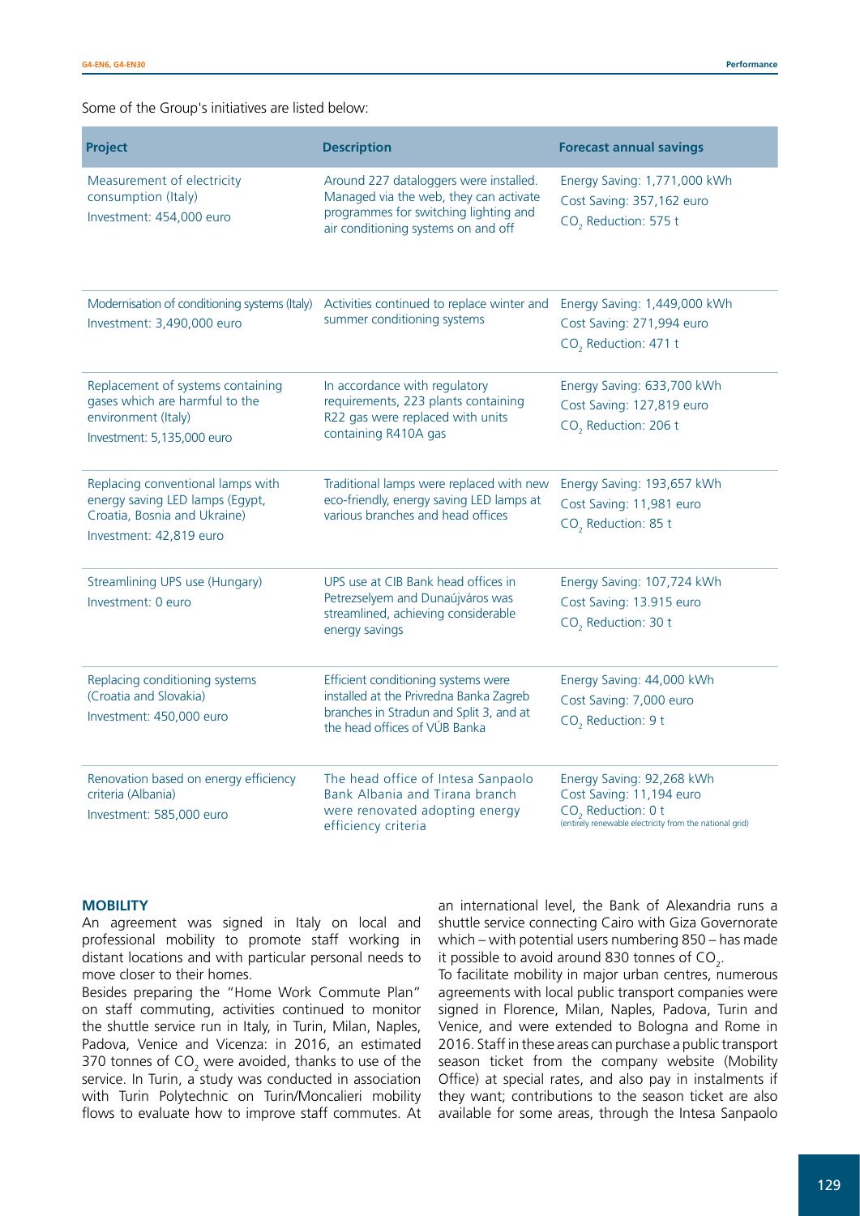Some of the Group's initiatives are listed below:

| Project | Description | Forecast annual savings |
|---|---|---|
| Measurement of electricity consumption (Italy)<br>Investment: 454,000 euro | Around 227 dataloggers were installed. Managed via the web, they can activate programmes for switching lighting and air conditioning systems on and off | Energy Saving: 1,771,000 kWh<br>Cost Saving: 357,162 euro<br>$CO_2$ Reduction: 575 t |
| Modernisation of conditioning systems (Italy)<br>Investment: 3,490,000 euro | Activities continued to replace winter and summer conditioning systems | Energy Saving: 1,449,000 kWh<br>Cost Saving: 271,994 euro<br>$CO_2$ Reduction: 471 t |
| Replacement of systems containing gases which are harmful to the environment (Italy)<br>Investment: 5,135,000 euro | In accordance with regulatory requirements, 223 plants containing R22 gas were replaced with units containing R410A gas | Energy Saving: 633,700 kWh<br>Cost Saving: 127,819 euro<br>$CO_2$ Reduction: 206 t |
| Replacing conventional lamps with energy saving LED lamps (Egypt, Croatia, Bosnia and Ukraine)<br>Investment: 42,819 euro | Traditional lamps were replaced with new eco-friendly, energy saving LED lamps at various branches and head offices | Energy Saving: 193,657 kWh<br>Cost Saving: 11,981 euro<br>$CO_2$ Reduction: 85 t |
| Streamlining UPS use (Hungary)<br>Investment: 0 euro | UPS use at CIB Bank head offices in Petrezselyem and Dunaújváros was streamlined, achieving considerable energy savings | Energy Saving: 107,724 kWh<br>Cost Saving: 13.915 euro<br>$CO_2$ Reduction: 30 t |
| Replacing conditioning systems (Croatia and Slovakia)<br>Investment: 450,000 euro | Efficient conditioning systems were installed at the Privredna Banka Zagreb branches in Stradun and Split 3, and at the head offices of VÚB Banka | Energy Saving: 44,000 kWh<br>Cost Saving: 7,000 euro<br>$CO_2$ Reduction: 9 t |
| Renovation based on energy efficiency criteria (Albania)<br>Investment: 585,000 euro | The head office of Intesa Sanpaolo Bank Albania and Tirana branch were renovated adopting energy efficiency criteria | Energy Saving: 92,268 kWh<br>Cost Saving: 11,194 euro<br>$CO_2$ Reduction: 0 t<br>(entirely renewable electricity from the national grid) |

### MOBILITY

An agreement was signed in Italy on local and professional mobility to promote staff working in distant locations and with particular personal needs to move closer to their homes.

Besides preparing the "Home Work Commute Plan" on staff commuting, activities continued to monitor the shuttle service run in Italy, in Turin, Milan, Naples, Padova, Venice and Vicenza: in 2016, an estimated 370 tonnes of $CO_2$ were avoided, thanks to use of the service. In Turin, a study was conducted in association with Turin Polytechnic on Turin/Moncalieri mobility flows to evaluate how to improve staff commutes. At an international level, the Bank of Alexandria runs a shuttle service connecting Cairo with Giza Governorate which – with potential users numbering 850 – has made it possible to avoid around 830 tonnes of $CO_2$.

To facilitate mobility in major urban centres, numerous agreements with local public transport companies were signed in Florence, Milan, Naples, Padova, Turin and Venice, and were extended to Bologna and Rome in 2016. Staff in these areas can purchase a public transport season ticket from the company website (Mobility Office) at special rates, and also pay in instalments if they want; contributions to the season ticket are also available for some areas, through the Intesa Sanpaolo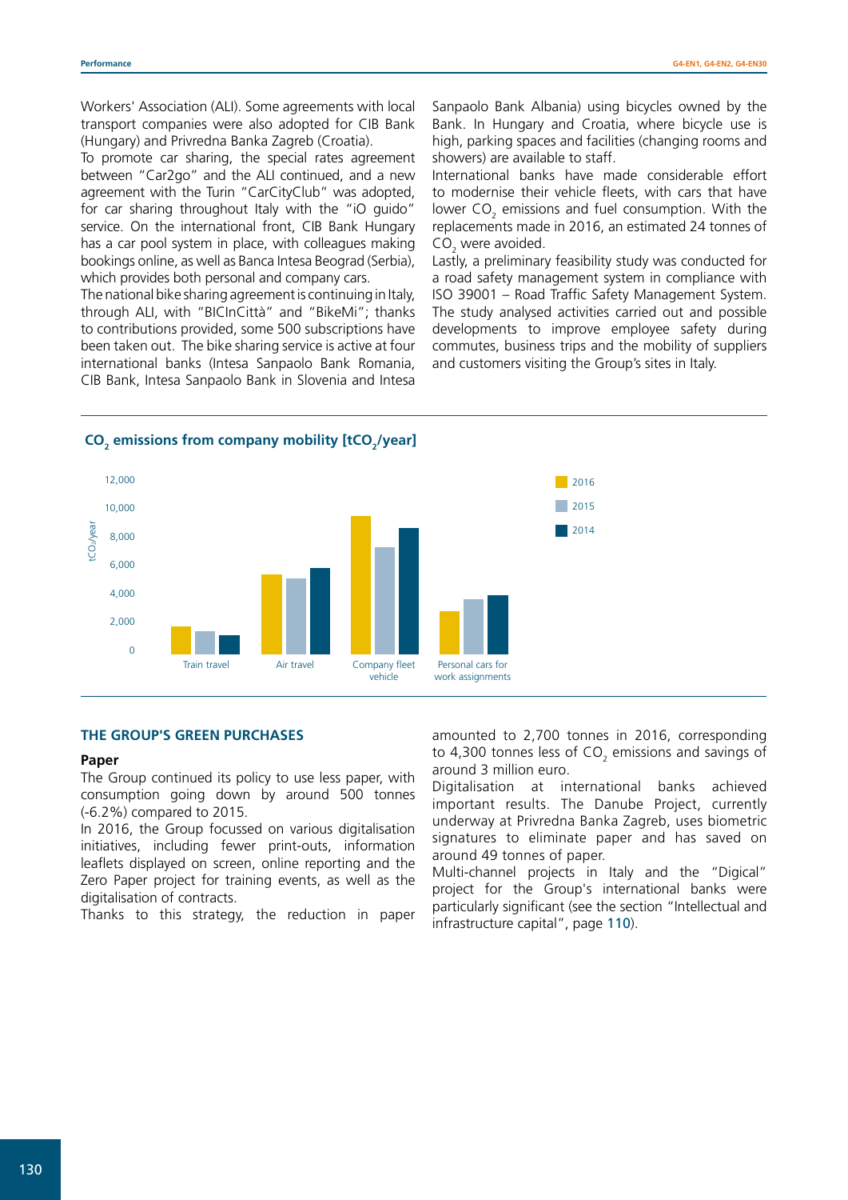Workers' Association (ALI). Some agreements with local transport companies were also adopted for CIB Bank (Hungary) and Privredna Banka Zagreb (Croatia).

To promote car sharing, the special rates agreement between "Car2go" and the ALI continued, and a new agreement with the Turin "CarCityClub" was adopted, for car sharing throughout Italy with the "iO guido" service. On the international front, CIB Bank Hungary has a car pool system in place, with colleagues making bookings online, as well as Banca Intesa Beograd (Serbia), which provides both personal and company cars.

The national bike sharing agreement is continuing in Italy, through ALI, with "BICInCittà" and "BikeMi"; thanks to contributions provided, some 500 subscriptions have been taken out. The bike sharing service is active at four international banks (Intesa Sanpaolo Bank Romania, CIB Bank, Intesa Sanpaolo Bank in Slovenia and Intesa Sanpaolo Bank Albania) using bicycles owned by the Bank. In Hungary and Croatia, where bicycle use is high, parking spaces and facilities (changing rooms and showers) are available to staff.

International banks have made considerable effort to modernise their vehicle fleets, with cars that have lower $CO_2$ emissions and fuel consumption. With the replacements made in 2016, an estimated 24 tonnes of $CO_2$ were avoided.

Lastly, a preliminary feasibility study was conducted for a road safety management system in compliance with ISO 39001 – Road Traffic Safety Management System. The study analysed activities carried out and possible developments to improve employee safety during commutes, business trips and the mobility of suppliers and customers visiting the Group's sites in Italy.

**$CO_2$ emissions from company mobility [$tCO_2$/year]**

| | 2016 | 2015 | 2014 |
|---|---|---|---|
| Train travel | ~1,900 | ~1,500 | ~1,200 |
| Air travel | ~5,500 | ~5,200 | ~5,900 |
| Company fleet vehicle | ~9,600 | ~7,300 | ~8,700 |
| Personal cars for work assignments | ~2,900 | ~3,800 | ~4,000 |

## THE GROUP'S GREEN PURCHASES

### Paper

The Group continued its policy to use less paper, with consumption going down by around 500 tonnes (-6.2%) compared to 2015.

In 2016, the Group focussed on various digitalisation initiatives, including fewer print-outs, information leaflets displayed on screen, online reporting and the Zero Paper project for training events, as well as the digitalisation of contracts.

Thanks to this strategy, the reduction in paper amounted to 2,700 tonnes in 2016, corresponding to 4,300 tonnes less of $CO_2$ emissions and savings of around 3 million euro.

Digitalisation at international banks achieved important results. The Danube Project, currently underway at Privredna Banka Zagreb, uses biometric signatures to eliminate paper and has saved on around 49 tonnes of paper.

Multi-channel projects in Italy and the "Digical" project for the Group's international banks were particularly significant (see the section "Intellectual and infrastructure capital", page 110).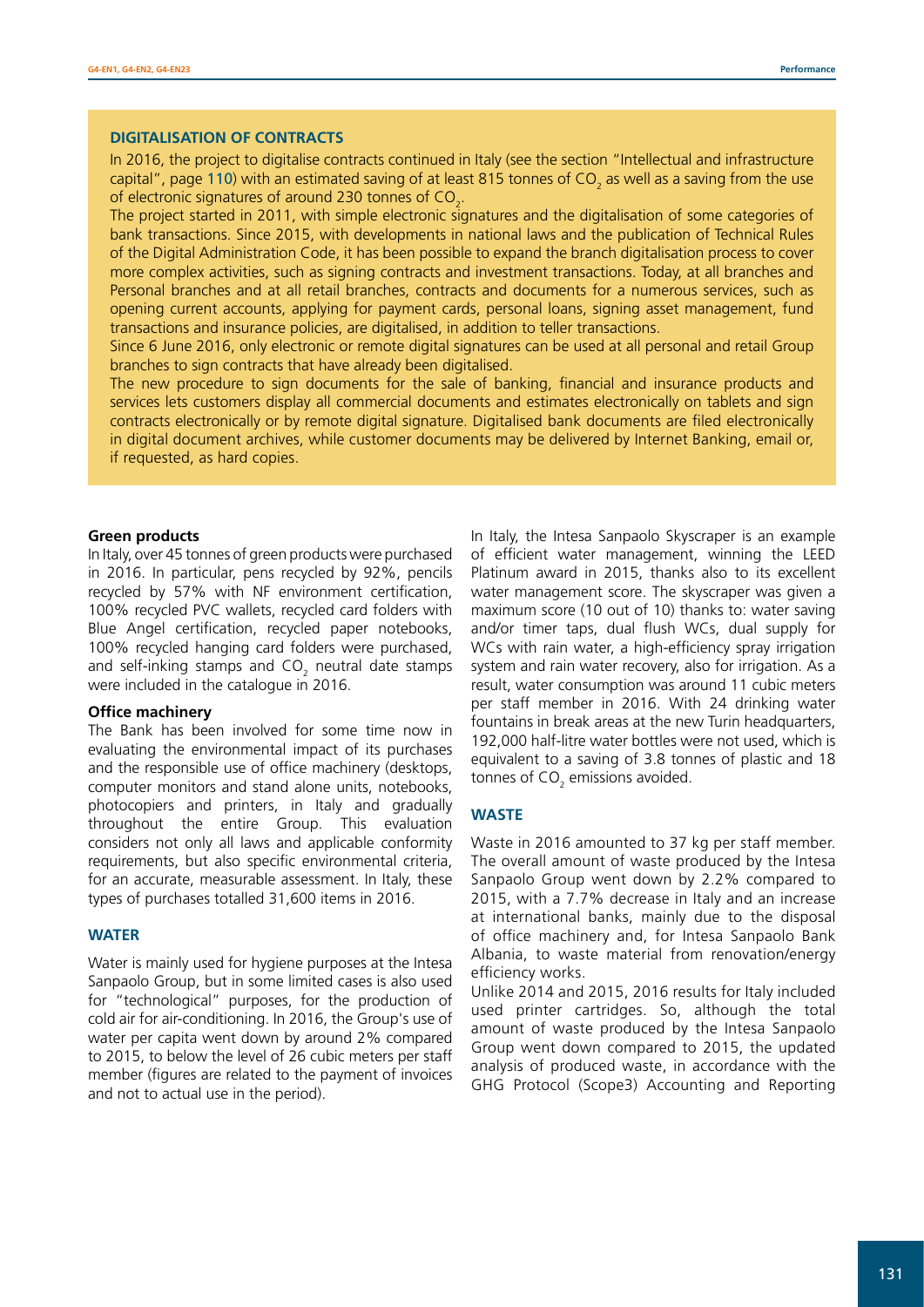### DIGITALISATION OF CONTRACTS

In 2016, the project to digitalise contracts continued in Italy (see the section "Intellectual and infrastructure capital", page 110) with an estimated saving of at least 815 tonnes of $CO_2$ as well as a saving from the use of electronic signatures of around 230 tonnes of $CO_2$.

The project started in 2011, with simple electronic signatures and the digitalisation of some categories of bank transactions. Since 2015, with developments in national laws and the publication of Technical Rules of the Digital Administration Code, it has been possible to expand the branch digitalisation process to cover more complex activities, such as signing contracts and investment transactions. Today, at all branches and Personal branches and at all retail branches, contracts and documents for a numerous services, such as opening current accounts, applying for payment cards, personal loans, signing asset management, fund transactions and insurance policies, are digitalised, in addition to teller transactions.

Since 6 June 2016, only electronic or remote digital signatures can be used at all personal and retail Group branches to sign contracts that have already been digitalised.

The new procedure to sign documents for the sale of banking, financial and insurance products and services lets customers display all commercial documents and estimates electronically on tablets and sign contracts electronically or by remote digital signature. Digitalised bank documents are filed electronically in digital document archives, while customer documents may be delivered by Internet Banking, email or, if requested, as hard copies.

**Green products**

In Italy, over 45 tonnes of green products were purchased in 2016. In particular, pens recycled by 92%, pencils recycled by 57% with NF environment certification, 100% recycled PVC wallets, recycled card folders with Blue Angel certification, recycled paper notebooks, 100% recycled hanging card folders were purchased, and self-inking stamps and $CO_2$ neutral date stamps were included in the catalogue in 2016.

**Office machinery**

The Bank has been involved for some time now in evaluating the environmental impact of its purchases and the responsible use of office machinery (desktops, computer monitors and stand alone units, notebooks, photocopiers and printers, in Italy and gradually throughout the entire Group. This evaluation considers not only all laws and applicable conformity requirements, but also specific environmental criteria, for an accurate, measurable assessment. In Italy, these types of purchases totalled 31,600 items in 2016.

### WATER

Water is mainly used for hygiene purposes at the Intesa Sanpaolo Group, but in some limited cases is also used for "technological" purposes, for the production of cold air for air-conditioning. In 2016, the Group's use of water per capita went down by around 2% compared to 2015, to below the level of 26 cubic meters per staff member (figures are related to the payment of invoices and not to actual use in the period).

In Italy, the Intesa Sanpaolo Skyscraper is an example of efficient water management, winning the LEED Platinum award in 2015, thanks also to its excellent water management score. The skyscraper was given a maximum score (10 out of 10) thanks to: water saving and/or timer taps, dual flush WCs, dual supply for WCs with rain water, a high-efficiency spray irrigation system and rain water recovery, also for irrigation. As a result, water consumption was around 11 cubic meters per staff member in 2016. With 24 drinking water fountains in break areas at the new Turin headquarters, 192,000 half-litre water bottles were not used, which is equivalent to a saving of 3.8 tonnes of plastic and 18 tonnes of $CO_2$ emissions avoided.

### WASTE

Waste in 2016 amounted to 37 kg per staff member. The overall amount of waste produced by the Intesa Sanpaolo Group went down by 2.2% compared to 2015, with a 7.7% decrease in Italy and an increase at international banks, mainly due to the disposal of office machinery and, for Intesa Sanpaolo Bank Albania, to waste material from renovation/energy efficiency works.

Unlike 2014 and 2015, 2016 results for Italy included used printer cartridges. So, although the total amount of waste produced by the Intesa Sanpaolo Group went down compared to 2015, the updated analysis of produced waste, in accordance with the GHG Protocol (Scope3) Accounting and Reporting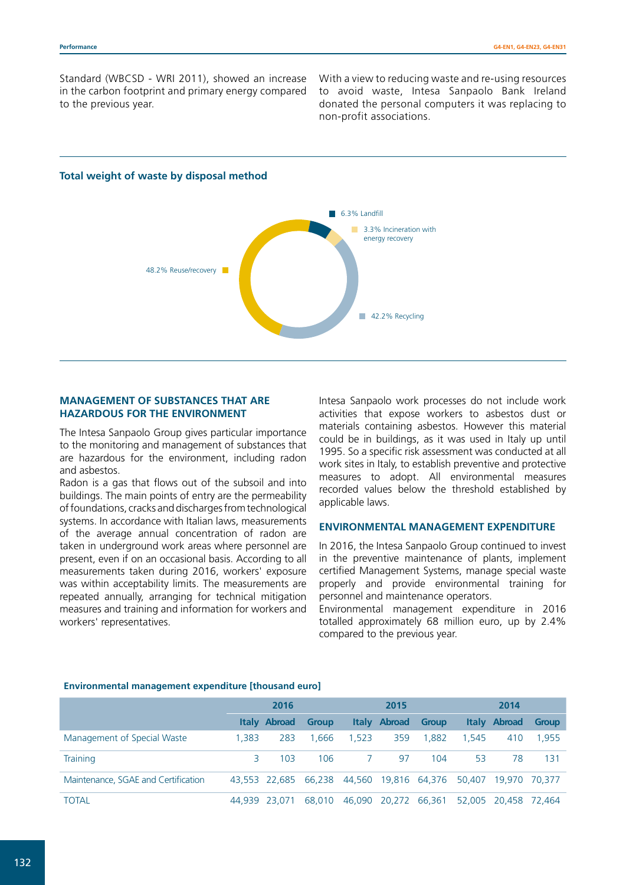Standard (WBCSD - WRI 2011), showed an increase in the carbon footprint and primary energy compared to the previous year.

With a view to reducing waste and re-using resources to avoid waste, Intesa Sanpaolo Bank Ireland donated the personal computers it was replacing to non-profit associations.

**Total weight of waste by disposal method**

6.3% Landfill

3.3% Incineration with energy recovery

48.2% Reuse/recovery

42.2% Recycling

## MANAGEMENT OF SUBSTANCES THAT ARE HAZARDOUS FOR THE ENVIRONMENT

The Intesa Sanpaolo Group gives particular importance to the monitoring and management of substances that are hazardous for the environment, including radon and asbestos.

Radon is a gas that flows out of the subsoil and into buildings. The main points of entry are the permeability of foundations, cracks and discharges from technological systems. In accordance with Italian laws, measurements of the average annual concentration of radon are taken in underground work areas where personnel are present, even if on an occasional basis. According to all measurements taken during 2016, workers' exposure was within acceptability limits. The measurements are repeated annually, arranging for technical mitigation measures and training and information for workers and workers' representatives.

Intesa Sanpaolo work processes do not include work activities that expose workers to asbestos dust or materials containing asbestos. However this material could be in buildings, as it was used in Italy up until 1995. So a specific risk assessment was conducted at all work sites in Italy, to establish preventive and protective measures to adopt. All environmental measures recorded values below the threshold established by applicable laws.

## ENVIRONMENTAL MANAGEMENT EXPENDITURE

In 2016, the Intesa Sanpaolo Group continued to invest in the preventive maintenance of plants, implement certified Management Systems, manage special waste properly and provide environmental training for personnel and maintenance operators.

Environmental management expenditure in 2016 totalled approximately 68 million euro, up by 2.4% compared to the previous year.

**Environmental management expenditure [thousand euro]**

| | 2016 | | | 2015 | | | 2014 | | |
|---|---|---|---|---|---|---|---|---|---|
| | Italy | Abroad | Group | Italy | Abroad | Group | Italy | Abroad | Group |
| Management of Special Waste | 1,383 | 283 | 1,666 | 1,523 | 359 | 1,882 | 1,545 | 410 | 1,955 |
| Training | 3 | 103 | 106 | 7 | 97 | 104 | 53 | 78 | 131 |
| Maintenance, SGAE and Certification | 43,553 | 22,685 | 66,238 | 44,560 | 19,816 | 64,376 | 50,407 | 19,970 | 70,377 |
| TOTAL | 44,939 | 23,071 | 68,010 | 46,090 | 20,272 | 66,361 | 52,005 | 20,458 | 72,464 |